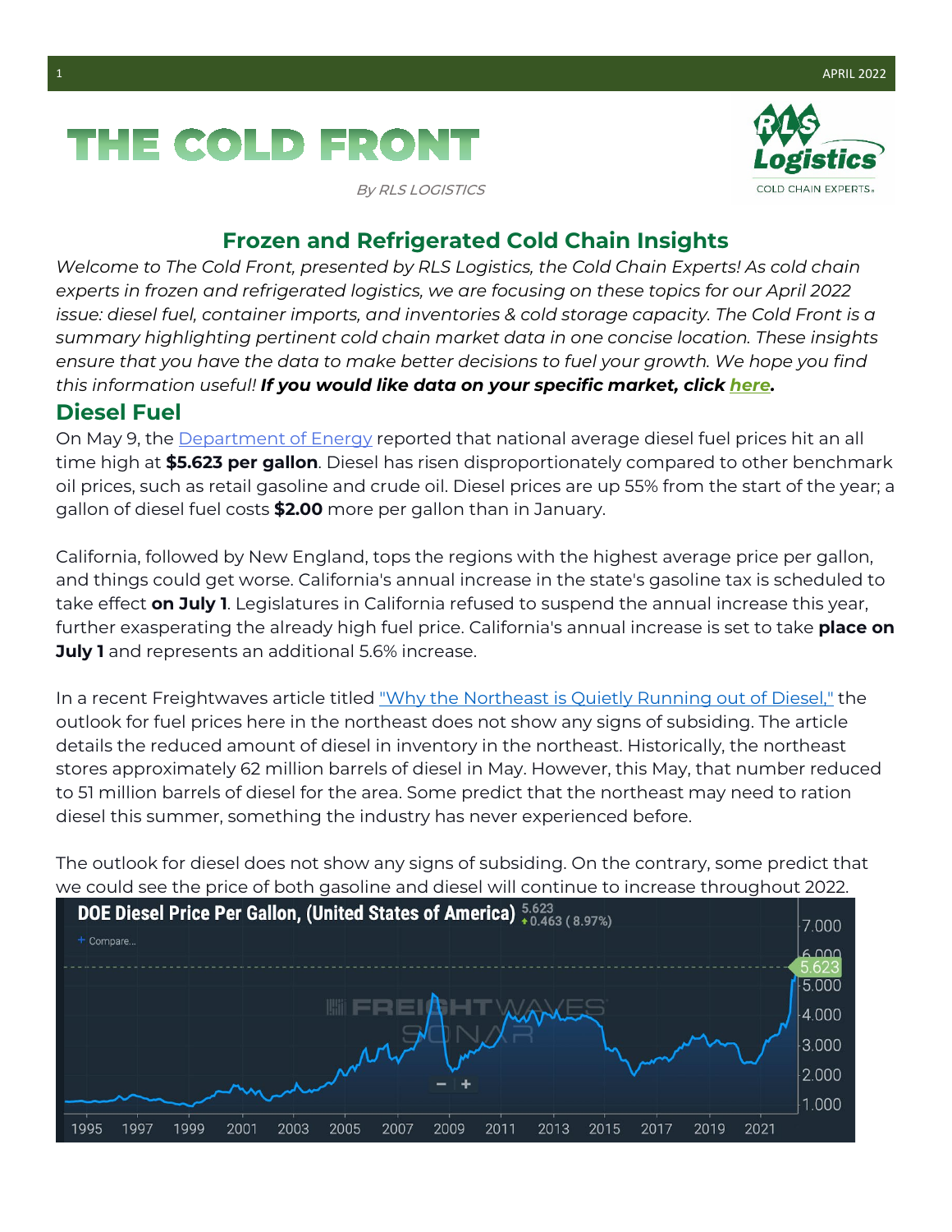# THE COLD FRONT

*By RLS LOGISTICS*

## Frozen and Refrigerated Cold Chain Insights

*Welcome to The Cold Front, presented by RLS Logistics, the Cold Chain Experts! As cold chain experts in frozen and refrigerated logistics, we are focusing on these topics for our April 2022 issue: diesel fuel, container imports, and inventories & cold storage capacity. The Cold Front is a summary highlighting pertinent cold chain market data in one concise location. These insights ensure that you have the data to make better decisions to fuel your growth. We hope you find this information useful!* ***If you would like data on your specific market, click here.***

## Diesel Fuel

On May 9, the Department of Energy reported that national average diesel fuel prices hit an all time high at **$5.623 per gallon**. Diesel has risen disproportionately compared to other benchmark oil prices, such as retail gasoline and crude oil. Diesel prices are up 55% from the start of the year; a gallon of diesel fuel costs **$2.00** more per gallon than in January.

California, followed by New England, tops the regions with the highest average price per gallon, and things could get worse. California's annual increase in the state's gasoline tax is scheduled to take effect **on July 1**. Legislatures in California refused to suspend the annual increase this year, further exasperating the already high fuel price. California's annual increase is set to take **place on July 1** and represents an additional 5.6% increase.

In a recent Freightwaves article titled "Why the Northeast is Quietly Running out of Diesel," the outlook for fuel prices here in the northeast does not show any signs of subsiding. The article details the reduced amount of diesel in inventory in the northeast. Historically, the northeast stores approximately 62 million barrels of diesel in May. However, this May, that number reduced to 51 million barrels of diesel for the area. Some predict that the northeast may need to ration diesel this summer, something the industry has never experienced before.

The outlook for diesel does not show any signs of subsiding. On the contrary, some predict that we could see the price of both gasoline and diesel will continue to increase throughout 2022.

**DOE Diesel Price Per Gallon, (United States of America)** 5.623 ▲0.463 (8.97%)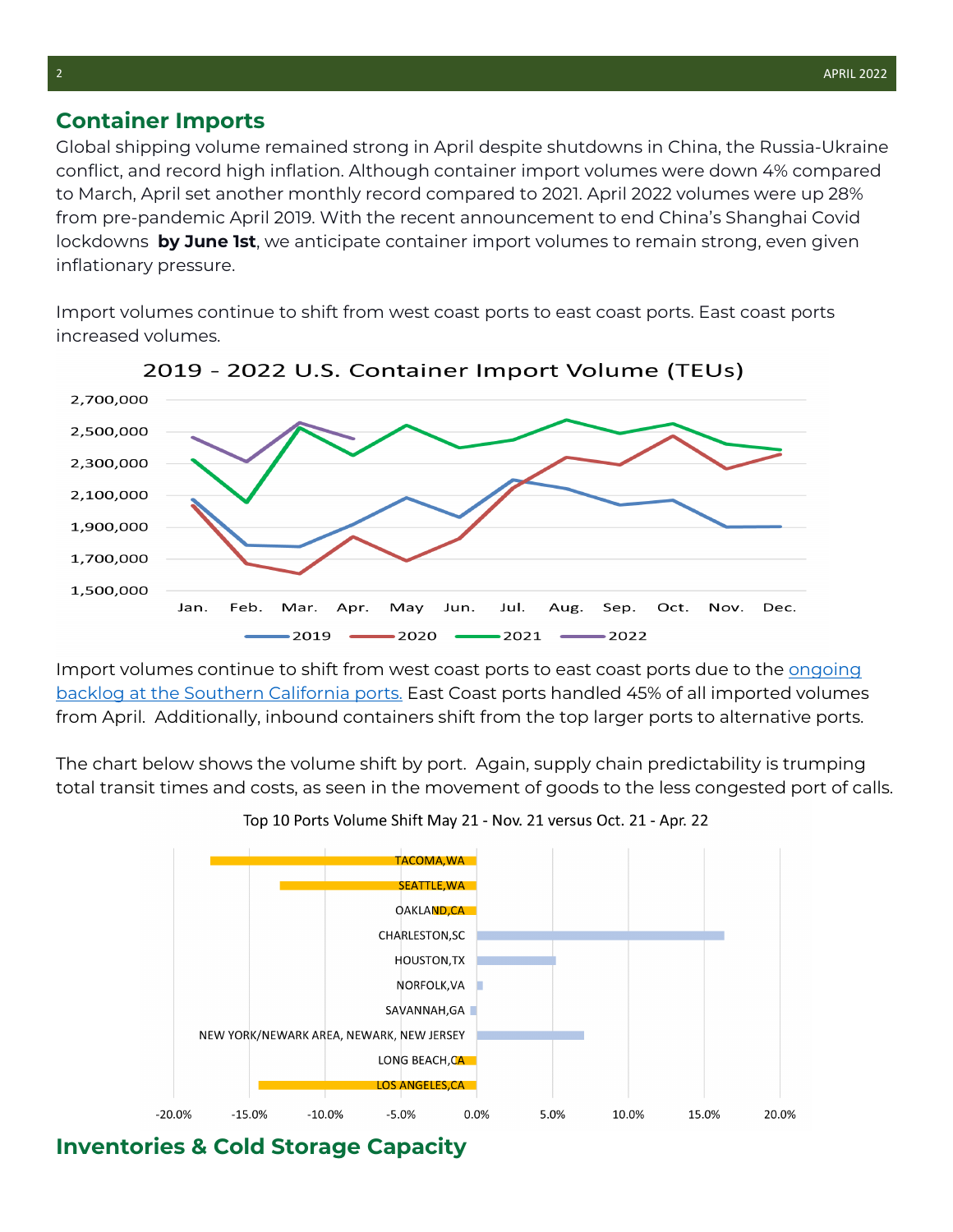## Container Imports

Global shipping volume remained strong in April despite shutdowns in China, the Russia-Ukraine conflict, and record high inflation. Although container import volumes were down 4% compared to March, April set another monthly record compared to 2021. April 2022 volumes were up 28% from pre-pandemic April 2019. With the recent announcement to end China's Shanghai Covid lockdowns **by June 1st**, we anticipate container import volumes to remain strong, even given inflationary pressure.

Import volumes continue to shift from west coast ports to east coast ports. East coast ports increased volumes.

2019 - 2022 U.S. Container Import Volume (TEUs)

Import volumes continue to shift from west coast ports to east coast ports due to the ongoing backlog at the Southern California ports. East Coast ports handled 45% of all imported volumes from April. Additionally, inbound containers shift from the top larger ports to alternative ports.

The chart below shows the volume shift by port. Again, supply chain predictability is trumping total transit times and costs, as seen in the movement of goods to the less congested port of calls.

Top 10 Ports Volume Shift May 21 - Nov. 21 versus Oct. 21 - Apr. 22

## Inventories & Cold Storage Capacity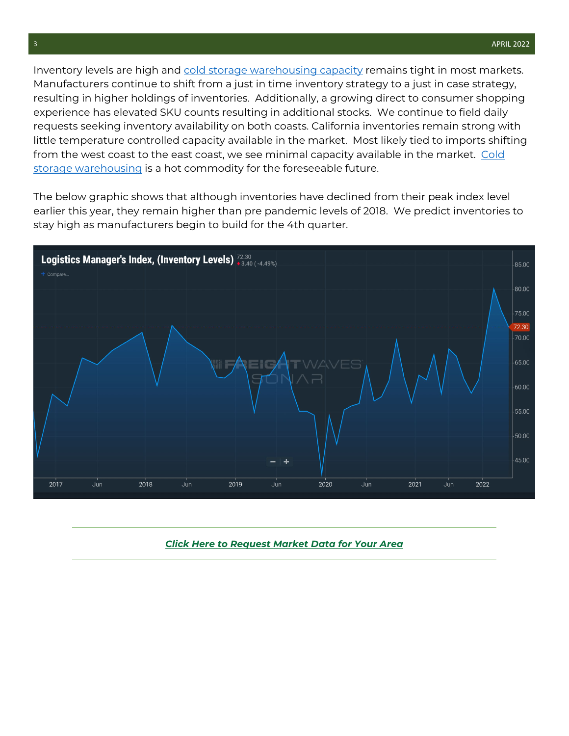Inventory levels are high and cold storage warehousing capacity remains tight in most markets. Manufacturers continue to shift from a just in time inventory strategy to a just in case strategy, resulting in higher holdings of inventories. Additionally, a growing direct to consumer shopping experience has elevated SKU counts resulting in additional stocks. We continue to field daily requests seeking inventory availability on both coasts. California inventories remain strong with little temperature controlled capacity available in the market. Most likely tied to imports shifting from the west coast to the east coast, we see minimal capacity available in the market. Cold storage warehousing is a hot commodity for the foreseeable future.

The below graphic shows that although inventories have declined from their peak index level earlier this year, they remain higher than pre pandemic levels of 2018. We predict inventories to stay high as manufacturers begin to build for the 4th quarter.

Logistics Manager's Index, (Inventory Levels) 72.30

▼3.40 (-4.49%)

\+ Compare...

FREIGHTWAVES SONAR

85.00
80.00
75.00
72.30
70.00
65.00
60.00
55.00
50.00
45.00

2017 Jun 2018 Jun 2019 Jun 2020 Jun 2021 Jun 2022

---

***Click Here to Request Market Data for Your Area***

---